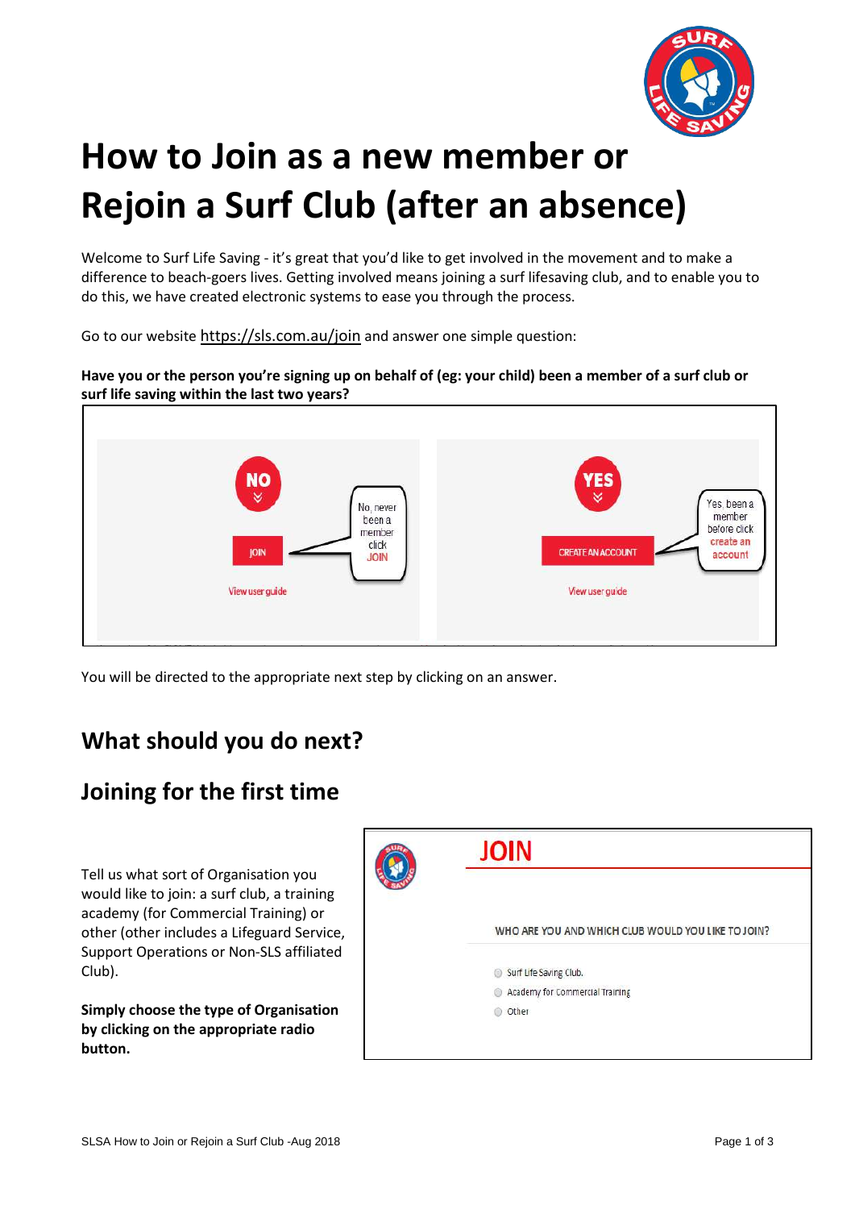# How to Join as a new member or Rejoin a Surf Club (after an absence)

Welcome to Surf Life Saving - it's great that you'd like to get involved in the movement and to make a difference to beach-goers lives. Getting involved means joining a surf lifesaving club, and to enable you to do this, we have created electronic systems to ease you through the process.

Go to our website https://sls.com.au/join and answer one simple question:

**Have you or the person you're signing up on behalf of (eg: your child) been a member of a surf club or surf life saving within the last two years?**

NO — JOIN — View user guide (No, never been a member click JOIN)

YES — CREATE AN ACCOUNT — View user guide (Yes, been a member before click create an account)

You will be directed to the appropriate next step by clicking on an answer.

## What should you do next?

## Joining for the first time

Tell us what sort of Organisation you would like to join: a surf club, a training academy (for Commercial Training) or other (other includes a Lifeguard Service, Support Operations or Non-SLS affiliated Club).

**Simply choose the type of Organisation by clicking on the appropriate radio button.**

JOIN

WHO ARE YOU AND WHICH CLUB WOULD YOU LIKE TO JOIN?

- Surf Life Saving Club.
- Academy for Commercial Training
- Other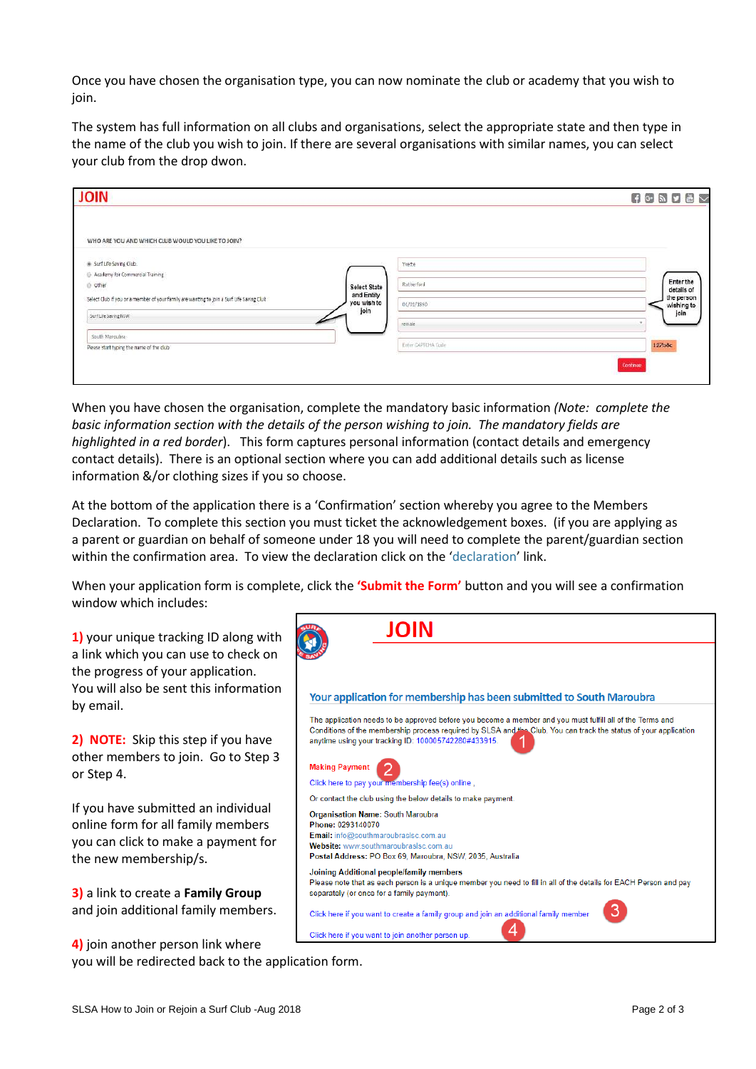Once you have chosen the organisation type, you can now nominate the club or academy that you wish to join.

The system has full information on all clubs and organisations, select the appropriate state and then type in the name of the club you wish to join. If there are several organisations with similar names, you can select your club from the drop dwon.

When you have chosen the organisation, complete the mandatory basic information *(Note: complete the basic information section with the details of the person wishing to join. The mandatory fields are highlighted in a red border*). This form captures personal information (contact details and emergency contact details). There is an optional section where you can add additional details such as license information &/or clothing sizes if you so choose.

At the bottom of the application there is a 'Confirmation' section whereby you agree to the Members Declaration. To complete this section you must ticket the acknowledgement boxes. (if you are applying as a parent or guardian on behalf of someone under 18 you will need to complete the parent/guardian section within the confirmation area. To view the declaration click on the 'declaration' link.

When your application form is complete, click the **'Submit the Form'** button and you will see a confirmation window which includes:

**1)** your unique tracking ID along with a link which you can use to check on the progress of your application. You will also be sent this information by email.

**2) NOTE:** Skip this step if you have other members to join. Go to Step 3 or Step 4.

If you have submitted an individual online form for all family members you can click to make a payment for the new membership/s.

**3)** a link to create a **Family Group** and join additional family members.

**4)** join another person link where you will be redirected back to the application form.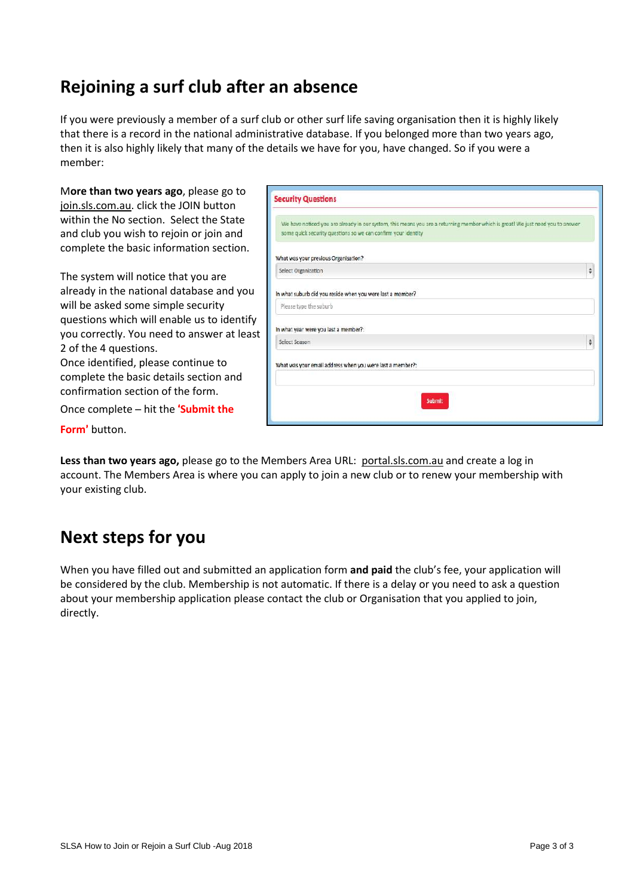# Rejoining a surf club after an absence

If you were previously a member of a surf club or other surf life saving organisation then it is highly likely that there is a record in the national administrative database. If you belonged more than two years ago, then it is also highly likely that many of the details we have for you, have changed. So if you were a member:

**More than two years ago**, please go to join.sls.com.au. click the JOIN button within the No section. Select the State and club you wish to rejoin or join and complete the basic information section.

The system will notice that you are already in the national database and you will be asked some simple security questions which will enable us to identify you correctly. You need to answer at least 2 of the 4 questions.
Once identified, please continue to complete the basic details section and confirmation section of the form.

Once complete – hit the **'Submit the Form'** button.

**Security Questions**

We have noticed you are already in our system, this means you are a returning member which is great! We just need you to answer some quick security questions so we can confirm your identity

What was your previous Organisation?

Select Organization

In what suburb did you reside when you were last a member?

Please type the suburb

In what year were you last a member?:

Select Season

What was your email address when you were last a member?:

Submit

**Less than two years ago,** please go to the Members Area URL: portal.sls.com.au and create a log in account. The Members Area is where you can apply to join a new club or to renew your membership with your existing club.

# Next steps for you

When you have filled out and submitted an application form **and paid** the club's fee, your application will be considered by the club. Membership is not automatic. If there is a delay or you need to ask a question about your membership application please contact the club or Organisation that you applied to join, directly.